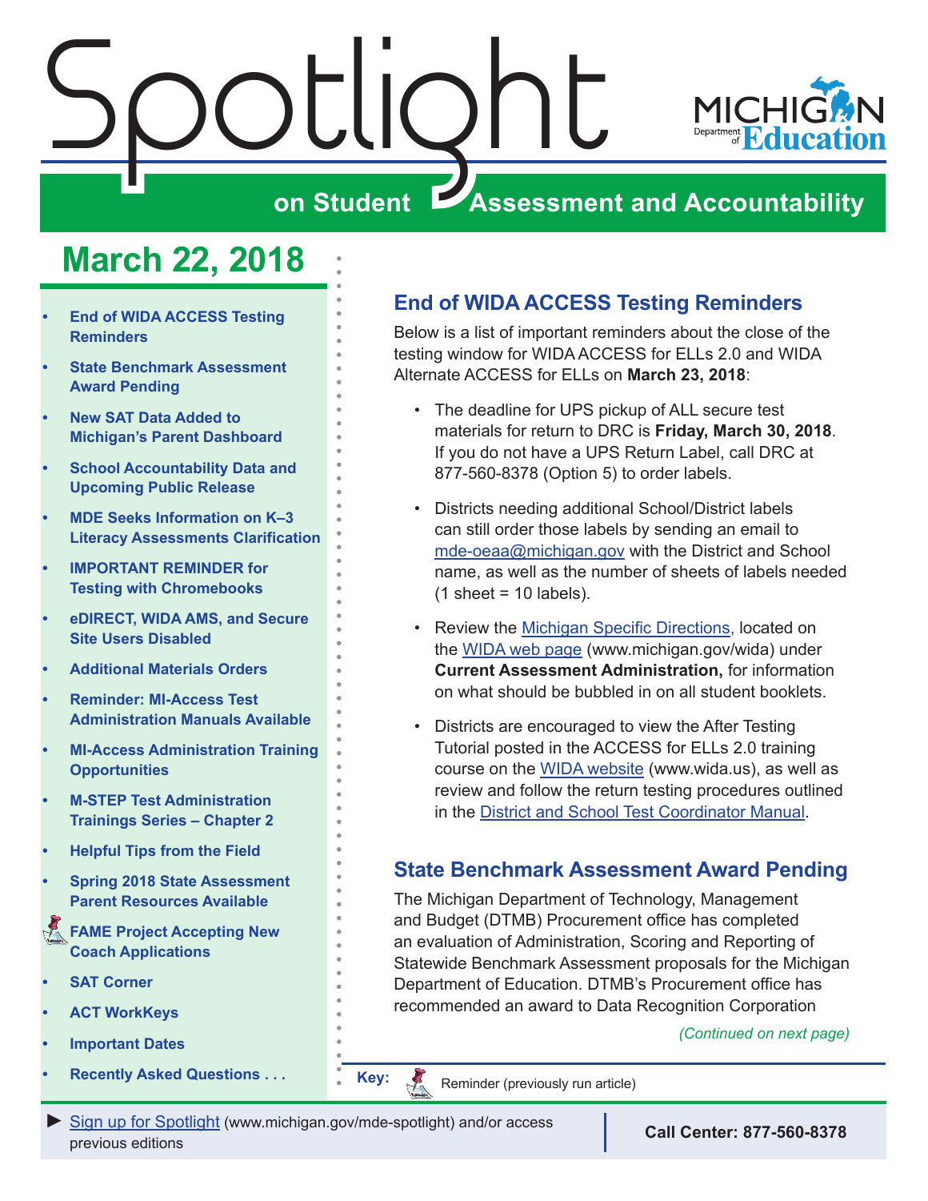# Spotlight on Student Assessment and Accountability

MICHIGAN Department of Education

## March 22, 2018

- End of WIDA ACCESS Testing Reminders
- State Benchmark Assessment Award Pending
- New SAT Data Added to Michigan's Parent Dashboard
- School Accountability Data and Upcoming Public Release
- MDE Seeks Information on K–3 Literacy Assessments Clarification
- IMPORTANT REMINDER for Testing with Chromebooks
- eDIRECT, WIDA AMS, and Secure Site Users Disabled
- Additional Materials Orders
- Reminder: MI-Access Test Administration Manuals Available
- MI-Access Administration Training Opportunities
- M-STEP Test Administration Trainings Series – Chapter 2
- Helpful Tips from the Field
- Spring 2018 State Assessment Parent Resources Available
- FAME Project Accepting New Coach Applications
- SAT Corner
- ACT WorkKeys
- Important Dates
- Recently Asked Questions . . .

## End of WIDA ACCESS Testing Reminders

Below is a list of important reminders about the close of the testing window for WIDA ACCESS for ELLs 2.0 and WIDA Alternate ACCESS for ELLs on **March 23, 2018**:

- The deadline for UPS pickup of ALL secure test materials for return to DRC is **Friday, March 30, 2018**. If you do not have a UPS Return Label, call DRC at 877-560-8378 (Option 5) to order labels.
- Districts needing additional School/District labels can still order those labels by sending an email to mde-oeaa@michigan.gov with the District and School name, as well as the number of sheets of labels needed (1 sheet = 10 labels).
- Review the Michigan Specific Directions, located on the WIDA web page (www.michigan.gov/wida) under **Current Assessment Administration,** for information on what should be bubbled in on all student booklets.
- Districts are encouraged to view the After Testing Tutorial posted in the ACCESS for ELLs 2.0 training course on the WIDA website (www.wida.us), as well as review and follow the return testing procedures outlined in the District and School Test Coordinator Manual.

## State Benchmark Assessment Award Pending

The Michigan Department of Technology, Management and Budget (DTMB) Procurement office has completed an evaluation of Administration, Scoring and Reporting of Statewide Benchmark Assessment proposals for the Michigan Department of Education. DTMB's Procurement office has recommended an award to Data Recognition Corporation

*(Continued on next page)*

**Key:** Reminder (previously run article)

► Sign up for Spotlight (www.michigan.gov/mde-spotlight) and/or access previous editions

**Call Center: 877-560-8378**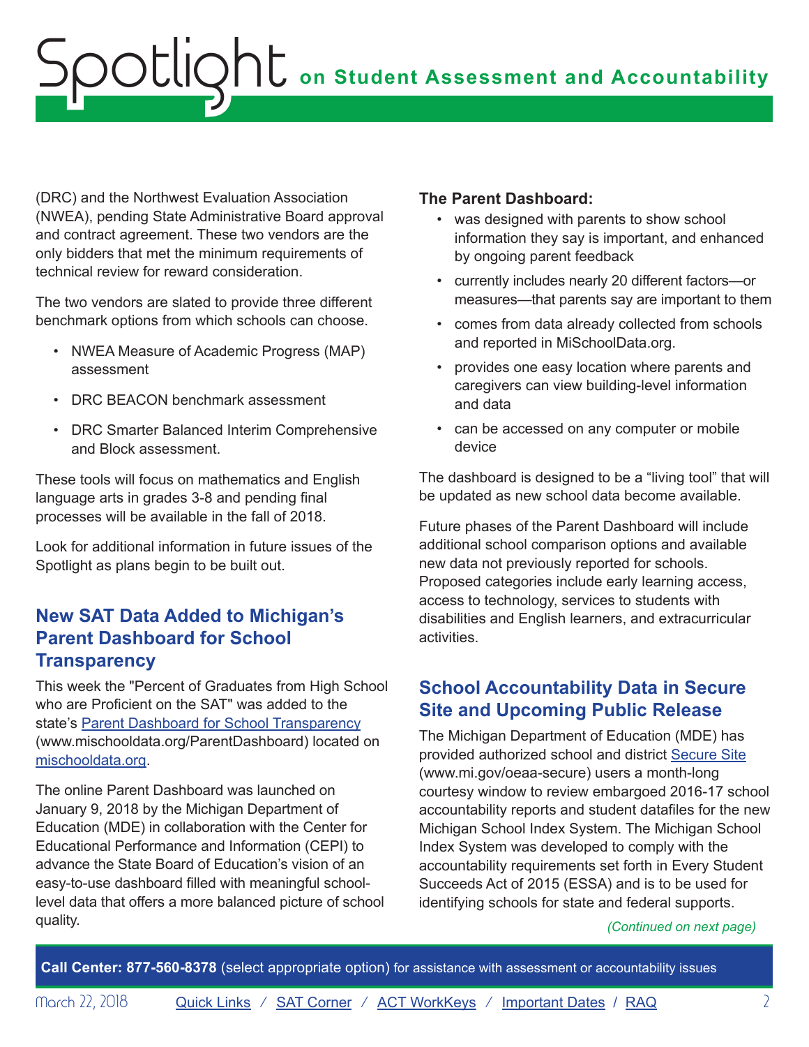(DRC) and the Northwest Evaluation Association (NWEA), pending State Administrative Board approval and contract agreement. These two vendors are the only bidders that met the minimum requirements of technical review for reward consideration.

The two vendors are slated to provide three different benchmark options from which schools can choose.

- NWEA Measure of Academic Progress (MAP) assessment
- DRC BEACON benchmark assessment
- DRC Smarter Balanced Interim Comprehensive and Block assessment.

These tools will focus on mathematics and English language arts in grades 3-8 and pending final processes will be available in the fall of 2018.

Look for additional information in future issues of the Spotlight as plans begin to be built out.

## New SAT Data Added to Michigan's Parent Dashboard for School Transparency

This week the "Percent of Graduates from High School who are Proficient on the SAT" was added to the state's [Parent Dashboard for School Transparency](www.mischooldata.org/ParentDashboard) (www.mischooldata.org/ParentDashboard) located on [mischooldata.org](mischooldata.org).

The online Parent Dashboard was launched on January 9, 2018 by the Michigan Department of Education (MDE) in collaboration with the Center for Educational Performance and Information (CEPI) to advance the State Board of Education's vision of an easy-to-use dashboard filled with meaningful school-level data that offers a more balanced picture of school quality.

**The Parent Dashboard:**

- was designed with parents to show school information they say is important, and enhanced by ongoing parent feedback
- currently includes nearly 20 different factors—or measures—that parents say are important to them
- comes from data already collected from schools and reported in MiSchoolData.org.
- provides one easy location where parents and caregivers can view building-level information and data
- can be accessed on any computer or mobile device

The dashboard is designed to be a "living tool" that will be updated as new school data become available.

Future phases of the Parent Dashboard will include additional school comparison options and available new data not previously reported for schools. Proposed categories include early learning access, access to technology, services to students with disabilities and English learners, and extracurricular activities.

## School Accountability Data in Secure Site and Upcoming Public Release

The Michigan Department of Education (MDE) has provided authorized school and district [Secure Site](www.mi.gov/oeaa-secure) (www.mi.gov/oeaa-secure) users a month-long courtesy window to review embargoed 2016-17 school accountability reports and student datafiles for the new Michigan School Index System. The Michigan School Index System was developed to comply with the accountability requirements set forth in Every Student Succeeds Act of 2015 (ESSA) and is to be used for identifying schools for state and federal supports.

*(Continued on next page)*

**Call Center: 877-560-8378** (select appropriate option) for assistance with assessment or accountability issues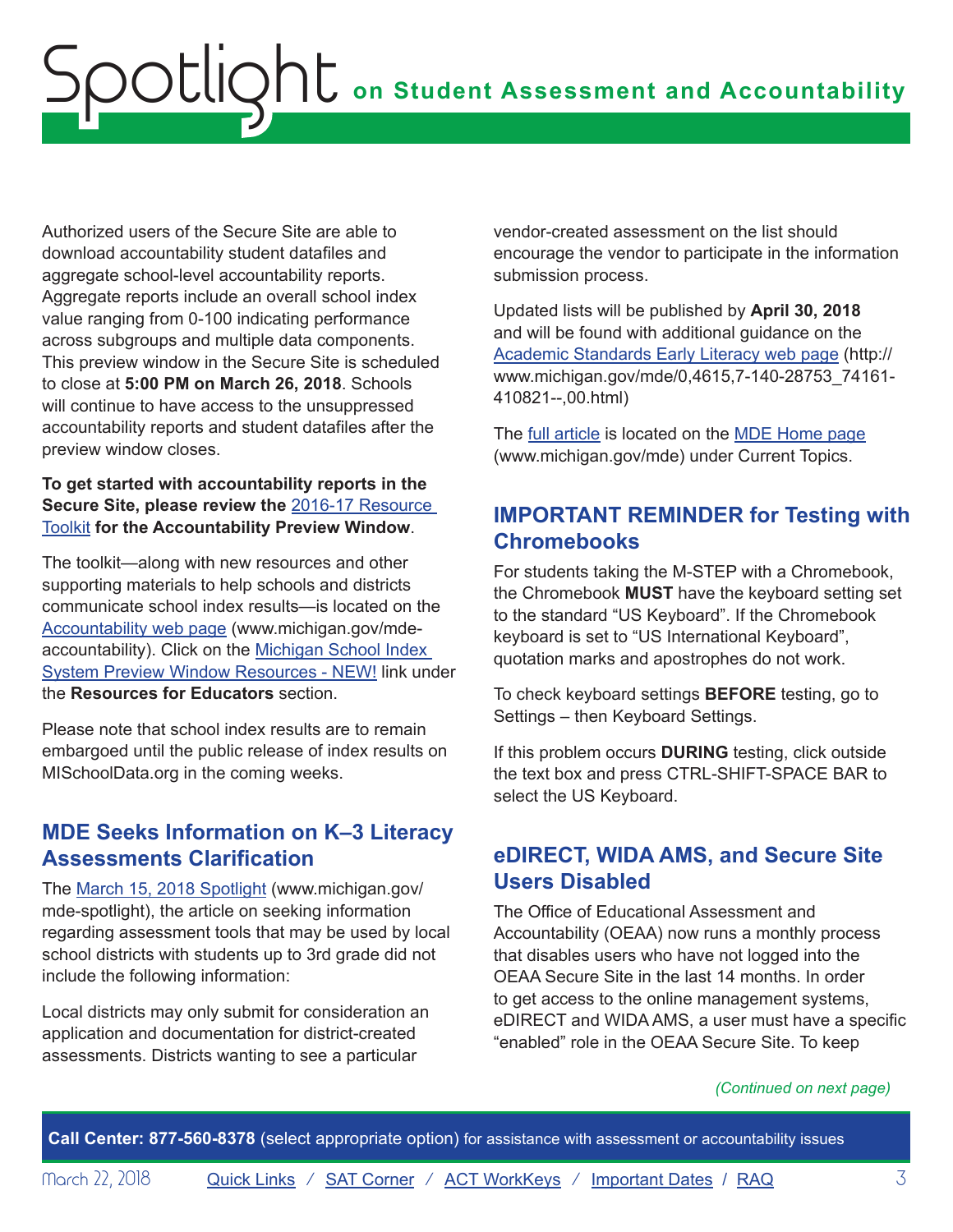Authorized users of the Secure Site are able to download accountability student datafiles and aggregate school-level accountability reports. Aggregate reports include an overall school index value ranging from 0-100 indicating performance across subgroups and multiple data components. This preview window in the Secure Site is scheduled to close at **5:00 PM on March 26, 2018**. Schools will continue to have access to the unsuppressed accountability reports and student datafiles after the preview window closes.

**To get started with accountability reports in the Secure Site, please review the 2016-17 Resource Toolkit for the Accountability Preview Window**.

The toolkit—along with new resources and other supporting materials to help schools and districts communicate school index results—is located on the Accountability web page (www.michigan.gov/mde-accountability). Click on the Michigan School Index System Preview Window Resources - NEW! link under the **Resources for Educators** section.

Please note that school index results are to remain embargoed until the public release of index results on MISchoolData.org in the coming weeks.

## MDE Seeks Information on K–3 Literacy Assessments Clarification

The March 15, 2018 Spotlight (www.michigan.gov/mde-spotlight), the article on seeking information regarding assessment tools that may be used by local school districts with students up to 3rd grade did not include the following information:

Local districts may only submit for consideration an application and documentation for district-created assessments. Districts wanting to see a particular vendor-created assessment on the list should encourage the vendor to participate in the information submission process.

Updated lists will be published by **April 30, 2018** and will be found with additional guidance on the Academic Standards Early Literacy web page (http://www.michigan.gov/mde/0,4615,7-140-28753_74161-410821--,00.html)

The full article is located on the MDE Home page (www.michigan.gov/mde) under Current Topics.

## IMPORTANT REMINDER for Testing with Chromebooks

For students taking the M-STEP with a Chromebook, the Chromebook **MUST** have the keyboard setting set to the standard "US Keyboard". If the Chromebook keyboard is set to "US International Keyboard", quotation marks and apostrophes do not work.

To check keyboard settings **BEFORE** testing, go to Settings – then Keyboard Settings.

If this problem occurs **DURING** testing, click outside the text box and press CTRL-SHIFT-SPACE BAR to select the US Keyboard.

## eDIRECT, WIDA AMS, and Secure Site Users Disabled

The Office of Educational Assessment and Accountability (OEAA) now runs a monthly process that disables users who have not logged into the OEAA Secure Site in the last 14 months. In order to get access to the online management systems, eDIRECT and WIDA AMS, a user must have a specific "enabled" role in the OEAA Secure Site. To keep

*(Continued on next page)*

**Call Center: 877-560-8378** (select appropriate option) for assistance with assessment or accountability issues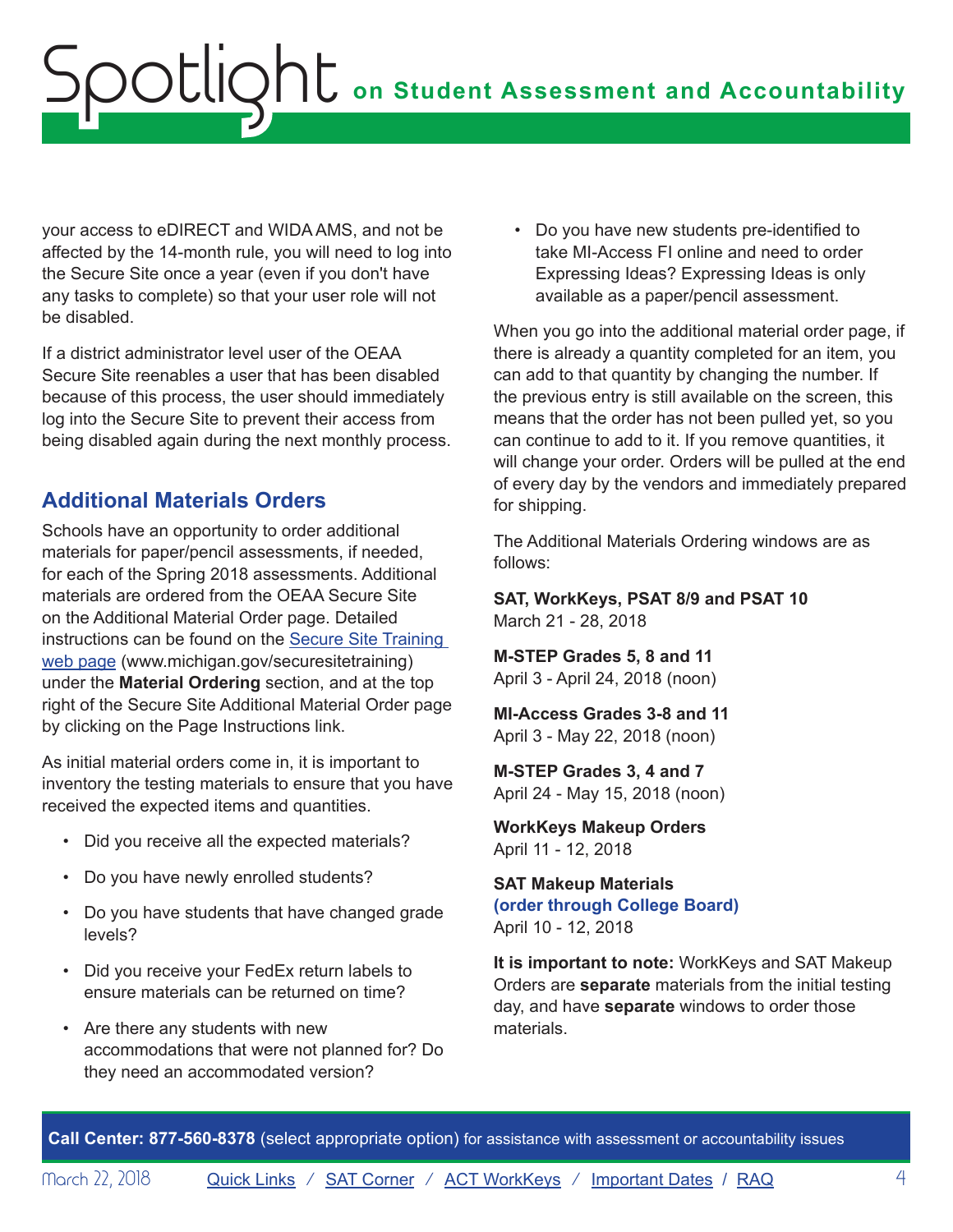your access to eDIRECT and WIDA AMS, and not be affected by the 14-month rule, you will need to log into the Secure Site once a year (even if you don't have any tasks to complete) so that your user role will not be disabled.

If a district administrator level user of the OEAA Secure Site reenables a user that has been disabled because of this process, the user should immediately log into the Secure Site to prevent their access from being disabled again during the next monthly process.

## Additional Materials Orders

Schools have an opportunity to order additional materials for paper/pencil assessments, if needed, for each of the Spring 2018 assessments. Additional materials are ordered from the OEAA Secure Site on the Additional Material Order page. Detailed instructions can be found on the [Secure Site Training web page](www.michigan.gov/securesitetraining) (www.michigan.gov/securesitetraining) under the **Material Ordering** section, and at the top right of the Secure Site Additional Material Order page by clicking on the Page Instructions link.

As initial material orders come in, it is important to inventory the testing materials to ensure that you have received the expected items and quantities.

- Did you receive all the expected materials?
- Do you have newly enrolled students?
- Do you have students that have changed grade levels?
- Did you receive your FedEx return labels to ensure materials can be returned on time?
- Are there any students with new accommodations that were not planned for? Do they need an accommodated version?
- Do you have new students pre-identified to take MI-Access FI online and need to order Expressing Ideas? Expressing Ideas is only available as a paper/pencil assessment.

When you go into the additional material order page, if there is already a quantity completed for an item, you can add to that quantity by changing the number. If the previous entry is still available on the screen, this means that the order has not been pulled yet, so you can continue to add to it. If you remove quantities, it will change your order. Orders will be pulled at the end of every day by the vendors and immediately prepared for shipping.

The Additional Materials Ordering windows are as follows:

**SAT, WorkKeys, PSAT 8/9 and PSAT 10**
March 21 - 28, 2018

**M-STEP Grades 5, 8 and 11**
April 3 - April 24, 2018 (noon)

**MI-Access Grades 3-8 and 11**
April 3 - May 22, 2018 (noon)

**M-STEP Grades 3, 4 and 7**
April 24 - May 15, 2018 (noon)

**WorkKeys Makeup Orders**
April 11 - 12, 2018

**SAT Makeup Materials**
**(order through College Board)**
April 10 - 12, 2018

**It is important to note:** WorkKeys and SAT Makeup Orders are **separate** materials from the initial testing day, and have **separate** windows to order those materials.

**Call Center: 877-560-8378** (select appropriate option) for assistance with assessment or accountability issues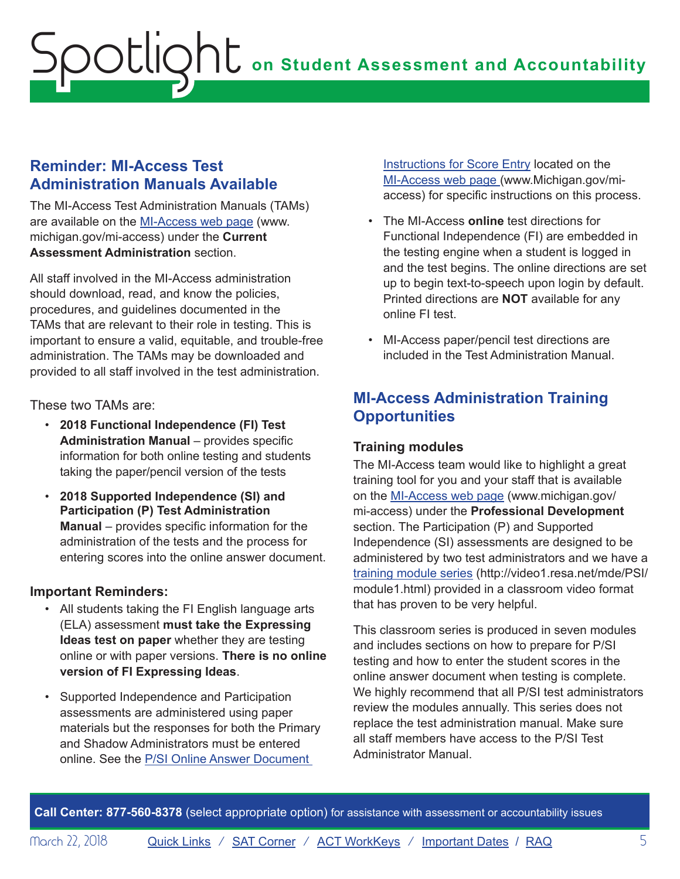## Reminder: MI-Access Test Administration Manuals Available

The MI-Access Test Administration Manuals (TAMs) are available on the MI-Access web page (www.michigan.gov/mi-access) under the **Current Assessment Administration** section.

All staff involved in the MI-Access administration should download, read, and know the policies, procedures, and guidelines documented in the TAMs that are relevant to their role in testing. This is important to ensure a valid, equitable, and trouble-free administration. The TAMs may be downloaded and provided to all staff involved in the test administration.

These two TAMs are:

- **2018 Functional Independence (FI) Test Administration Manual** – provides specific information for both online testing and students taking the paper/pencil version of the tests
- **2018 Supported Independence (SI) and Participation (P) Test Administration Manual** – provides specific information for the administration of the tests and the process for entering scores into the online answer document.

### Important Reminders:

- All students taking the FI English language arts (ELA) assessment **must take the Expressing Ideas test on paper** whether they are testing online or with paper versions. **There is no online version of FI Expressing Ideas**.
- Supported Independence and Participation assessments are administered using paper materials but the responses for both the Primary and Shadow Administrators must be entered online. See the P/SI Online Answer Document Instructions for Score Entry located on the MI-Access web page (www.Michigan.gov/mi-access) for specific instructions on this process.
- The MI-Access **online** test directions for Functional Independence (FI) are embedded in the testing engine when a student is logged in and the test begins. The online directions are set up to begin text-to-speech upon login by default. Printed directions are **NOT** available for any online FI test.
- MI-Access paper/pencil test directions are included in the Test Administration Manual.

## MI-Access Administration Training Opportunities

### Training modules

The MI-Access team would like to highlight a great training tool for you and your staff that is available on the MI-Access web page (www.michigan.gov/mi-access) under the **Professional Development** section. The Participation (P) and Supported Independence (SI) assessments are designed to be administered by two test administrators and we have a training module series (http://video1.resa.net/mde/PSI/module1.html) provided in a classroom video format that has proven to be very helpful.

This classroom series is produced in seven modules and includes sections on how to prepare for P/SI testing and how to enter the student scores in the online answer document when testing is complete. We highly recommend that all P/SI test administrators review the modules annually. This series does not replace the test administration manual. Make sure all staff members have access to the P/SI Test Administrator Manual.

**Call Center: 877-560-8378** (select appropriate option) for assistance with assessment or accountability issues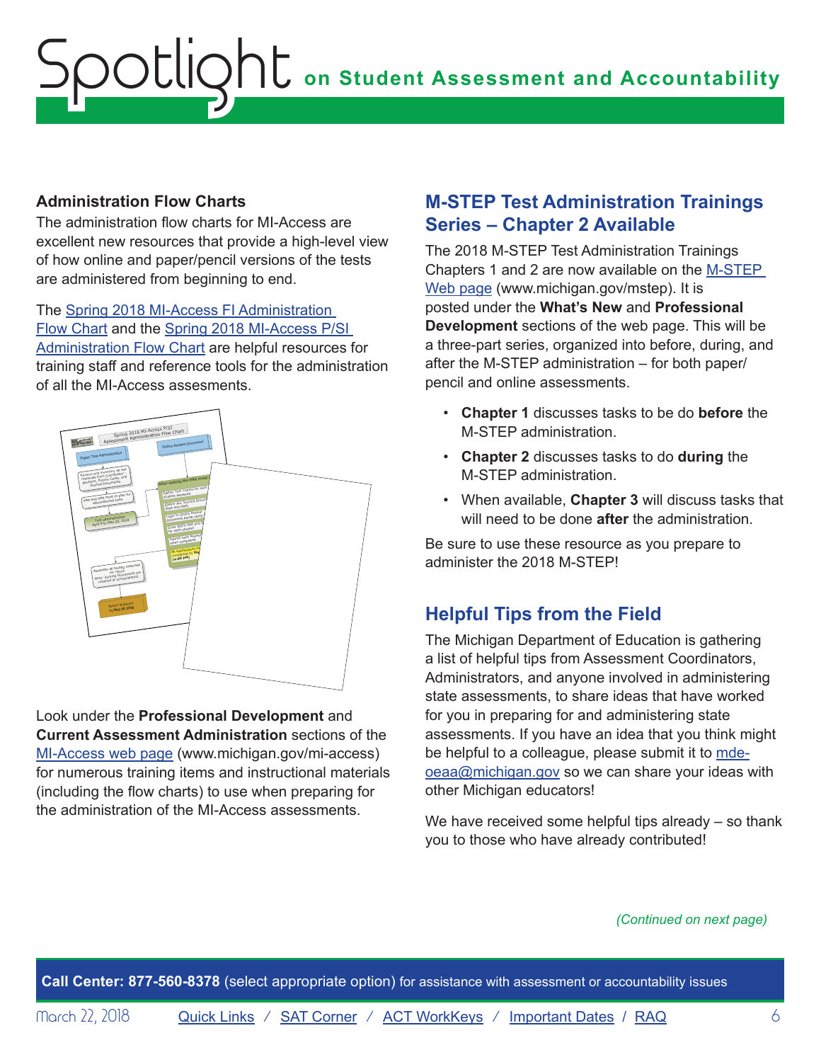### Administration Flow Charts

The administration flow charts for MI-Access are excellent new resources that provide a high-level view of how online and paper/pencil versions of the tests are administered from beginning to end.

The Spring 2018 MI-Access FI Administration Flow Chart and the Spring 2018 MI-Access P/SI Administration Flow Chart are helpful resources for training staff and reference tools for the administration of all the MI-Access assessments.

Look under the **Professional Development** and **Current Assessment Administration** sections of the MI-Access web page (www.michigan.gov/mi-access) for numerous training items and instructional materials (including the flow charts) to use when preparing for the administration of the MI-Access assessments.

## M-STEP Test Administration Trainings Series – Chapter 2 Available

The 2018 M-STEP Test Administration Trainings Chapters 1 and 2 are now available on the M-STEP Web page (www.michigan.gov/mstep). It is posted under the **What's New** and **Professional Development** sections of the web page. This will be a three-part series, organized into before, during, and after the M-STEP administration – for both paper/pencil and online assessments.

- **Chapter 1** discusses tasks to be do **before** the M-STEP administration.
- **Chapter 2** discusses tasks to do **during** the M-STEP administration.
- When available, **Chapter 3** will discuss tasks that will need to be done **after** the administration.

Be sure to use these resource as you prepare to administer the 2018 M-STEP!

## Helpful Tips from the Field

The Michigan Department of Education is gathering a list of helpful tips from Assessment Coordinators, Administrators, and anyone involved in administering state assessments, to share ideas that have worked for you in preparing for and administering state assessments. If you have an idea that you think might be helpful to a colleague, please submit it to mde-oeaa@michigan.gov so we can share your ideas with other Michigan educators!

We have received some helpful tips already – so thank you to those who have already contributed!

*(Continued on next page)*

**Call Center: 877-560-8378** (select appropriate option) for assistance with assessment or accountability issues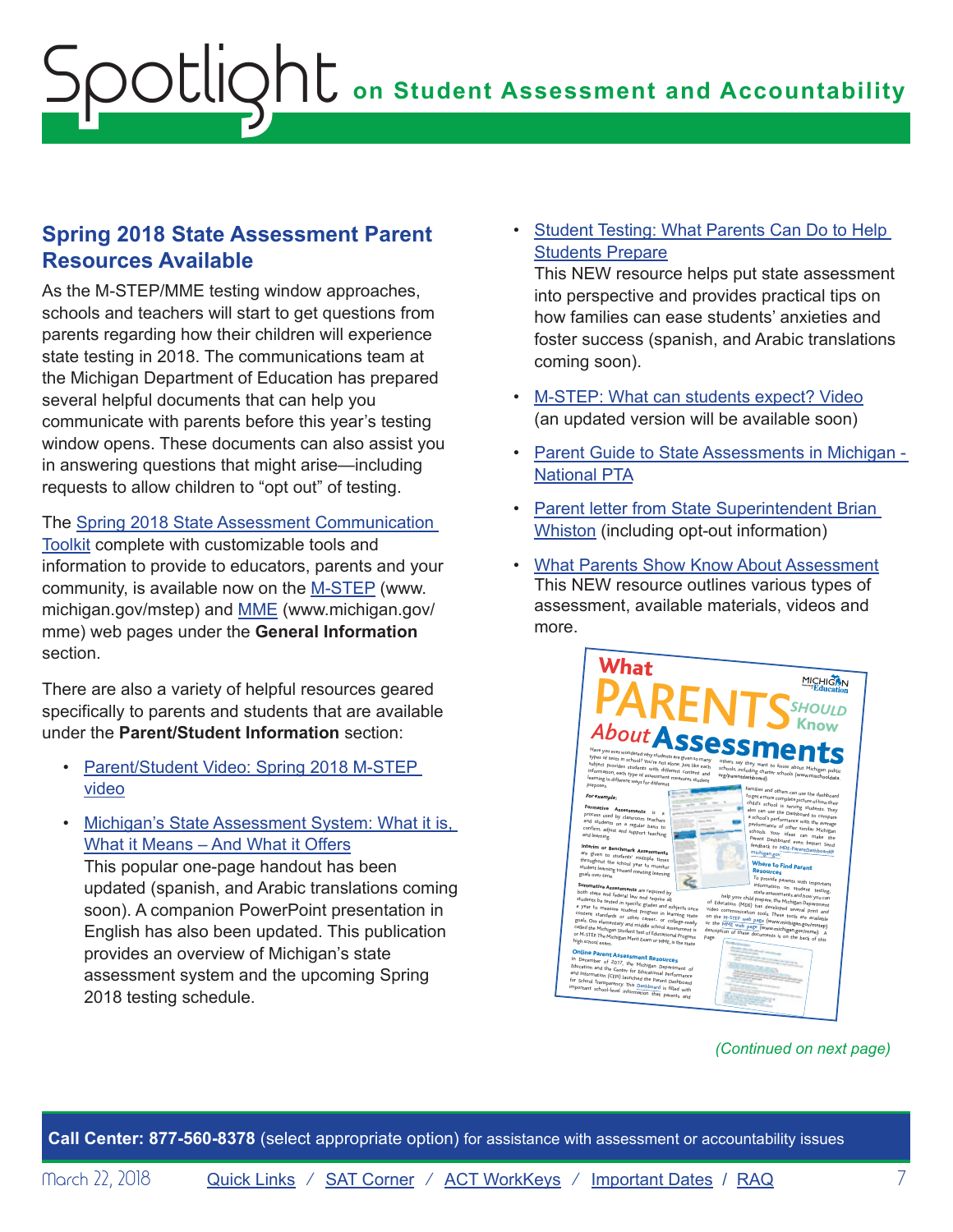## Spring 2018 State Assessment Parent Resources Available

As the M-STEP/MME testing window approaches, schools and teachers will start to get questions from parents regarding how their children will experience state testing in 2018. The communications team at the Michigan Department of Education has prepared several helpful documents that can help you communicate with parents before this year's testing window opens. These documents can also assist you in answering questions that might arise—including requests to allow children to "opt out" of testing.

The Spring 2018 State Assessment Communication Toolkit complete with customizable tools and information to provide to educators, parents and your community, is available now on the M-STEP (www.michigan.gov/mstep) and MME (www.michigan.gov/mme) web pages under the **General Information** section.

There are also a variety of helpful resources geared specifically to parents and students that are available under the **Parent/Student Information** section:

- Parent/Student Video: Spring 2018 M-STEP video
- Michigan's State Assessment System: What it is, What it Means – And What it Offers
  This popular one-page handout has been updated (spanish, and Arabic translations coming soon). A companion PowerPoint presentation in English has also been updated. This publication provides an overview of Michigan's state assessment system and the upcoming Spring 2018 testing schedule.
- Student Testing: What Parents Can Do to Help Students Prepare
  This NEW resource helps put state assessment into perspective and provides practical tips on how families can ease students' anxieties and foster success (spanish, and Arabic translations coming soon).
- M-STEP: What can students expect? Video (an updated version will be available soon)
- Parent Guide to State Assessments in Michigan - National PTA
- Parent letter from State Superintendent Brian Whiston (including opt-out information)
- What Parents Show Know About Assessment
  This NEW resource outlines various types of assessment, available materials, videos and more.

*(Continued on next page)*

**Call Center: 877-560-8378** (select appropriate option) for assistance with assessment or accountability issues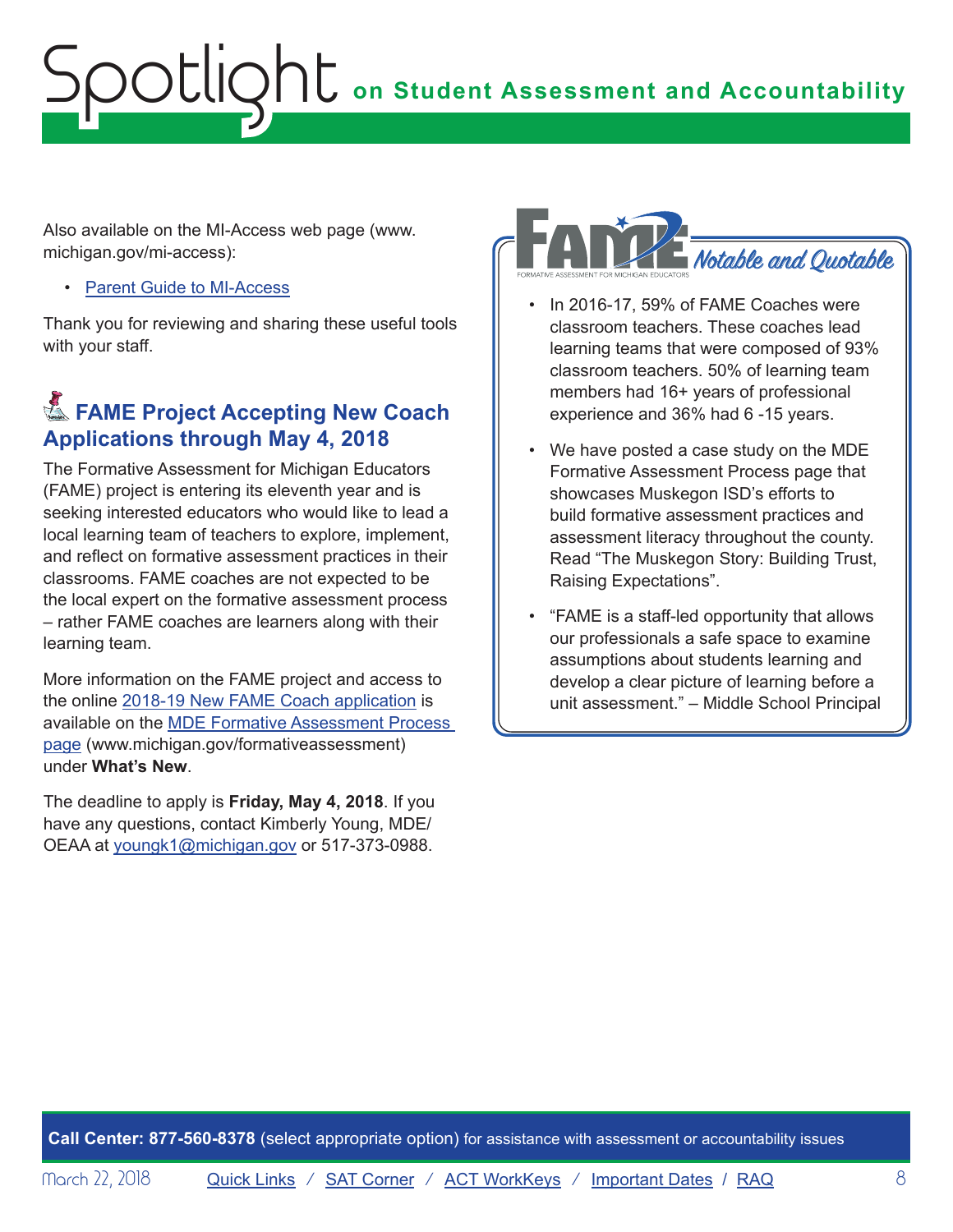Also available on the MI-Access web page (www.michigan.gov/mi-access):

- Parent Guide to MI-Access

Thank you for reviewing and sharing these useful tools with your staff.

## FAME Project Accepting New Coach Applications through May 4, 2018

The Formative Assessment for Michigan Educators (FAME) project is entering its eleventh year and is seeking interested educators who would like to lead a local learning team of teachers to explore, implement, and reflect on formative assessment practices in their classrooms. FAME coaches are not expected to be the local expert on the formative assessment process – rather FAME coaches are learners along with their learning team.

More information on the FAME project and access to the online 2018-19 New FAME Coach application is available on the MDE Formative Assessment Process page (www.michigan.gov/formativeassessment) under **What's New**.

The deadline to apply is **Friday, May 4, 2018**. If you have any questions, contact Kimberly Young, MDE/OEAA at youngk1@michigan.gov or 517-373-0988.

### FAME *Notable and Quotable*

FORMATIVE ASSESSMENT FOR MICHIGAN EDUCATORS

- In 2016-17, 59% of FAME Coaches were classroom teachers. These coaches lead learning teams that were composed of 93% classroom teachers. 50% of learning team members had 16+ years of professional experience and 36% had 6 -15 years.
- We have posted a case study on the MDE Formative Assessment Process page that showcases Muskegon ISD's efforts to build formative assessment practices and assessment literacy throughout the county. Read "The Muskegon Story: Building Trust, Raising Expectations".
- "FAME is a staff-led opportunity that allows our professionals a safe space to examine assumptions about students learning and develop a clear picture of learning before a unit assessment." – Middle School Principal

**Call Center: 877-560-8378** (select appropriate option) for assistance with assessment or accountability issues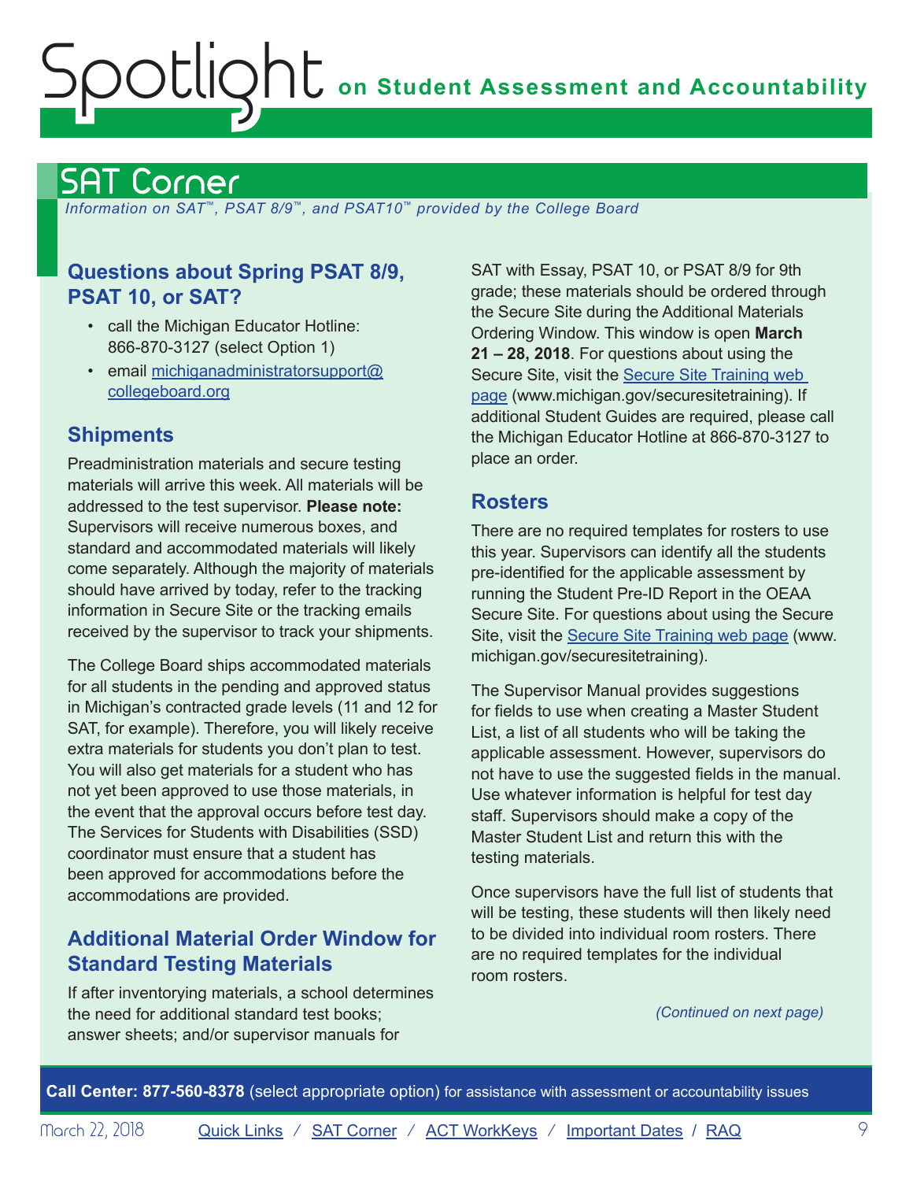# SAT Corner

*Information on SAT™, PSAT 8/9™, and PSAT10™ provided by the College Board*

## Questions about Spring PSAT 8/9, PSAT 10, or SAT?

- call the Michigan Educator Hotline: 866-870-3127 (select Option 1)
- email michiganadministratorsupport@collegeboard.org

## Shipments

Preadministration materials and secure testing materials will arrive this week. All materials will be addressed to the test supervisor. **Please note:** Supervisors will receive numerous boxes, and standard and accommodated materials will likely come separately. Although the majority of materials should have arrived by today, refer to the tracking information in Secure Site or the tracking emails received by the supervisor to track your shipments.

The College Board ships accommodated materials for all students in the pending and approved status in Michigan's contracted grade levels (11 and 12 for SAT, for example). Therefore, you will likely receive extra materials for students you don't plan to test. You will also get materials for a student who has not yet been approved to use those materials, in the event that the approval occurs before test day. The Services for Students with Disabilities (SSD) coordinator must ensure that a student has been approved for accommodations before the accommodations are provided.

## Additional Material Order Window for Standard Testing Materials

If after inventorying materials, a school determines the need for additional standard test books; answer sheets; and/or supervisor manuals for SAT with Essay, PSAT 10, or PSAT 8/9 for 9th grade; these materials should be ordered through the Secure Site during the Additional Materials Ordering Window. This window is open **March 21 – 28, 2018**. For questions about using the Secure Site, visit the Secure Site Training web page (www.michigan.gov/securesitetraining). If additional Student Guides are required, please call the Michigan Educator Hotline at 866-870-3127 to place an order.

## Rosters

There are no required templates for rosters to use this year. Supervisors can identify all the students pre-identified for the applicable assessment by running the Student Pre-ID Report in the OEAA Secure Site. For questions about using the Secure Site, visit the Secure Site Training web page (www.michigan.gov/securesitetraining).

The Supervisor Manual provides suggestions for fields to use when creating a Master Student List, a list of all students who will be taking the applicable assessment. However, supervisors do not have to use the suggested fields in the manual. Use whatever information is helpful for test day staff. Supervisors should make a copy of the Master Student List and return this with the testing materials.

Once supervisors have the full list of students that will be testing, these students will then likely need to be divided into individual room rosters. There are no required templates for the individual room rosters.

*(Continued on next page)*

**Call Center: 877-560-8378** (select appropriate option) for assistance with assessment or accountability issues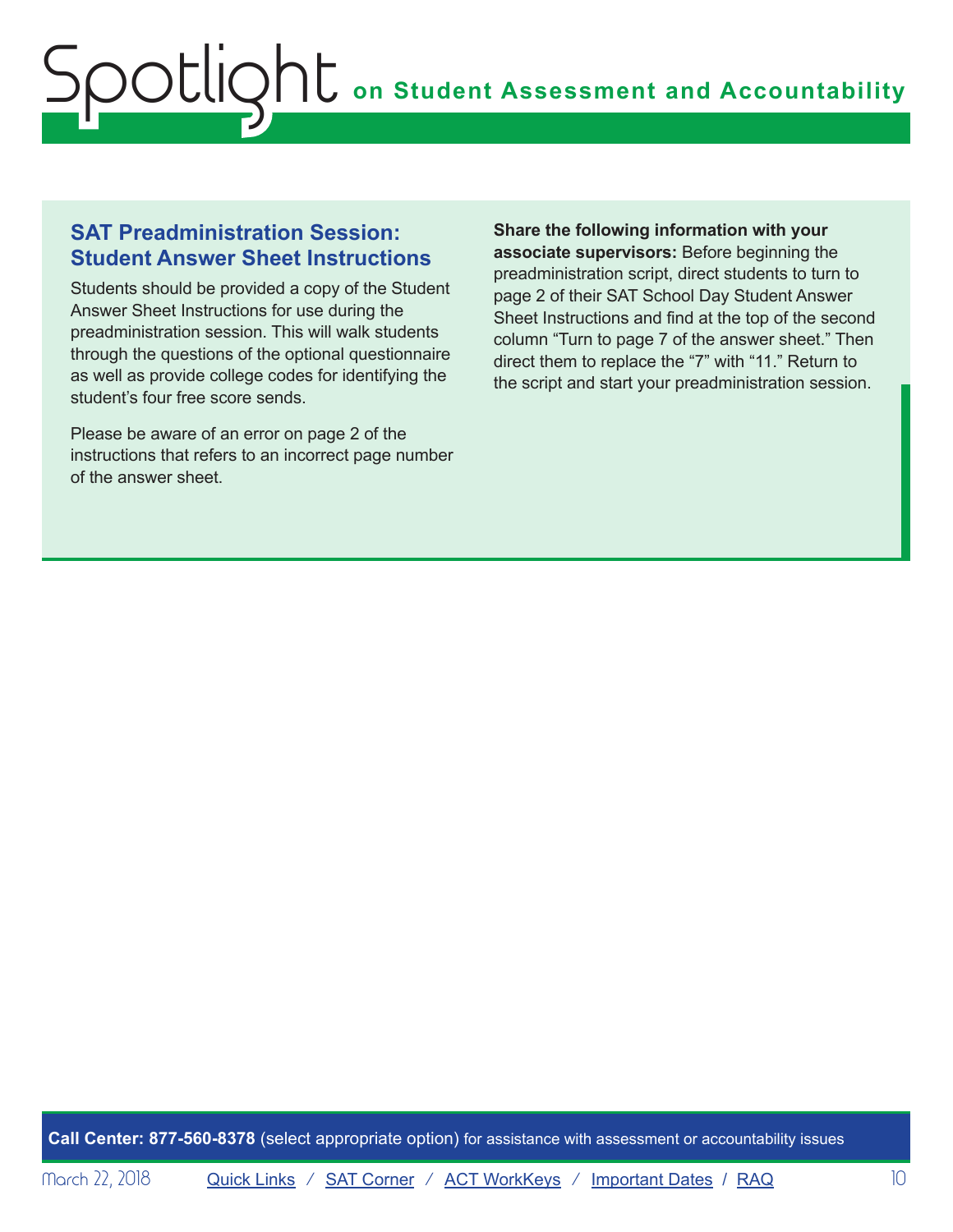## SAT Preadministration Session: Student Answer Sheet Instructions

Students should be provided a copy of the Student Answer Sheet Instructions for use during the preadministration session. This will walk students through the questions of the optional questionnaire as well as provide college codes for identifying the student's four free score sends.

Please be aware of an error on page 2 of the instructions that refers to an incorrect page number of the answer sheet.

**Share the following information with your associate supervisors:** Before beginning the preadministration script, direct students to turn to page 2 of their SAT School Day Student Answer Sheet Instructions and find at the top of the second column "Turn to page 7 of the answer sheet." Then direct them to replace the "7" with "11." Return to the script and start your preadministration session.

**Call Center: 877-560-8378** (select appropriate option) for assistance with assessment or accountability issues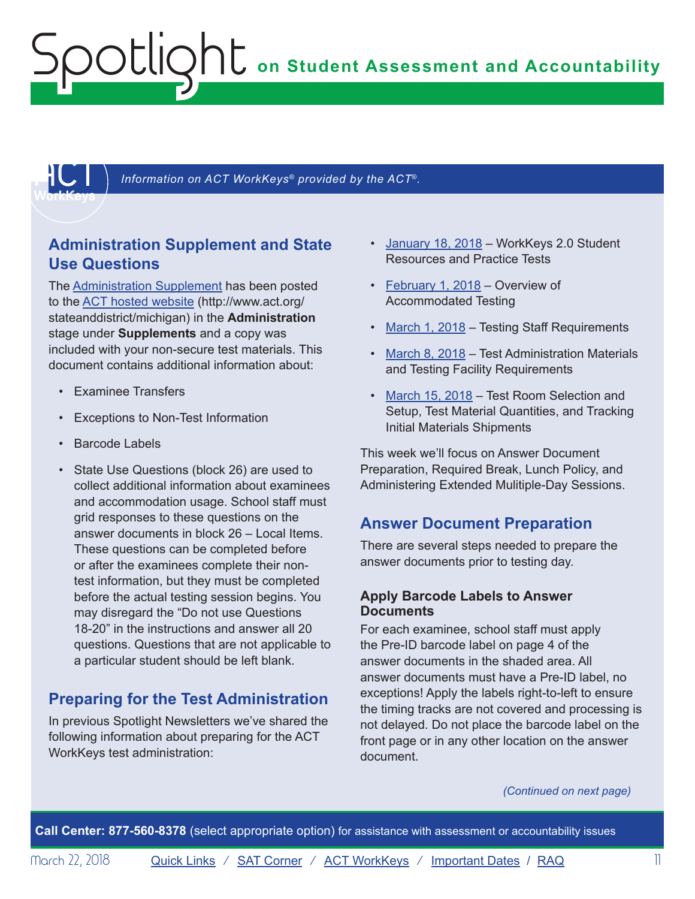*Information on ACT WorkKeys® provided by the ACT®.*

## Administration Supplement and State Use Questions

The Administration Supplement has been posted to the ACT hosted website (http://www.act.org/stateanddistrict/michigan) in the **Administration** stage under **Supplements** and a copy was included with your non-secure test materials. This document contains additional information about:

- Examinee Transfers
- Exceptions to Non-Test Information
- Barcode Labels
- State Use Questions (block 26) are used to collect additional information about examinees and accommodation usage. School staff must grid responses to these questions on the answer documents in block 26 – Local Items. These questions can be completed before or after the examinees complete their non-test information, but they must be completed before the actual testing session begins. You may disregard the "Do not use Questions 18-20" in the instructions and answer all 20 questions. Questions that are not applicable to a particular student should be left blank.

## Preparing for the Test Administration

In previous Spotlight Newsletters we've shared the following information about preparing for the ACT WorkKeys test administration:

- January 18, 2018 – WorkKeys 2.0 Student Resources and Practice Tests
- February 1, 2018 – Overview of Accommodated Testing
- March 1, 2018 – Testing Staff Requirements
- March 8, 2018 – Test Administration Materials and Testing Facility Requirements
- March 15, 2018 – Test Room Selection and Setup, Test Material Quantities, and Tracking Initial Materials Shipments

This week we'll focus on Answer Document Preparation, Required Break, Lunch Policy, and Administering Extended Mulitiple-Day Sessions.

## Answer Document Preparation

There are several steps needed to prepare the answer documents prior to testing day.

### Apply Barcode Labels to Answer Documents

For each examinee, school staff must apply the Pre-ID barcode label on page 4 of the answer documents in the shaded area. All answer documents must have a Pre-ID label, no exceptions! Apply the labels right-to-left to ensure the timing tracks are not covered and processing is not delayed. Do not place the barcode label on the front page or in any other location on the answer document.

*(Continued on next page)*

**Call Center: 877-560-8378** (select appropriate option) for assistance with assessment or accountability issues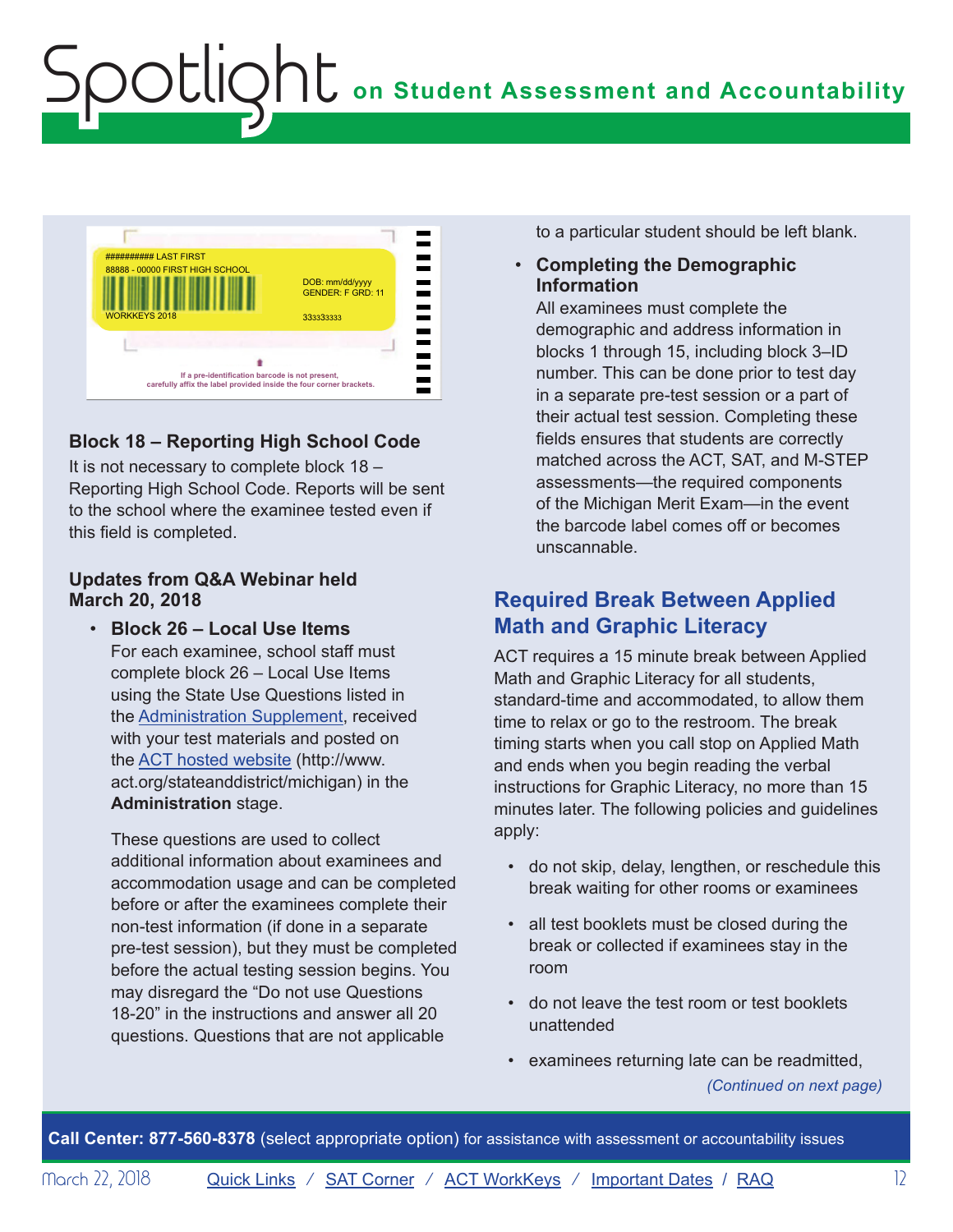########## LAST FIRST
88888 - 00000 FIRST HIGH SCHOOL
WORKKEYS 2018
DOB: mm/dd/yyyy
GENDER: F GRD: 11
333333333

If a pre-identification barcode is not present, carefully affix the label provided inside the four corner brackets.

**Block 18 – Reporting High School Code**

It is not necessary to complete block 18 – Reporting High School Code. Reports will be sent to the school where the examinee tested even if this field is completed.

**Updates from Q&A Webinar held March 20, 2018**

- **Block 26 – Local Use Items**
  For each examinee, school staff must complete block 26 – Local Use Items using the State Use Questions listed in the Administration Supplement, received with your test materials and posted on the ACT hosted website (http://www.act.org/stateanddistrict/michigan) in the **Administration** stage.

  These questions are used to collect additional information about examinees and accommodation usage and can be completed before or after the examinees complete their non-test information (if done in a separate pre-test session), but they must be completed before the actual testing session begins. You may disregard the "Do not use Questions 18-20" in the instructions and answer all 20 questions. Questions that are not applicable to a particular student should be left blank.

- **Completing the Demographic Information**
  All examinees must complete the demographic and address information in blocks 1 through 15, including block 3–ID number. This can be done prior to test day in a separate pre-test session or a part of their actual test session. Completing these fields ensures that students are correctly matched across the ACT, SAT, and M-STEP assessments—the required components of the Michigan Merit Exam—in the event the barcode label comes off or becomes unscannable.

## Required Break Between Applied Math and Graphic Literacy

ACT requires a 15 minute break between Applied Math and Graphic Literacy for all students, standard-time and accommodated, to allow them time to relax or go to the restroom. The break timing starts when you call stop on Applied Math and ends when you begin reading the verbal instructions for Graphic Literacy, no more than 15 minutes later. The following policies and guidelines apply:

- do not skip, delay, lengthen, or reschedule this break waiting for other rooms or examinees
- all test booklets must be closed during the break or collected if examinees stay in the room
- do not leave the test room or test booklets unattended
- examinees returning late can be readmitted,

*(Continued on next page)*

**Call Center: 877-560-8378** (select appropriate option) for assistance with assessment or accountability issues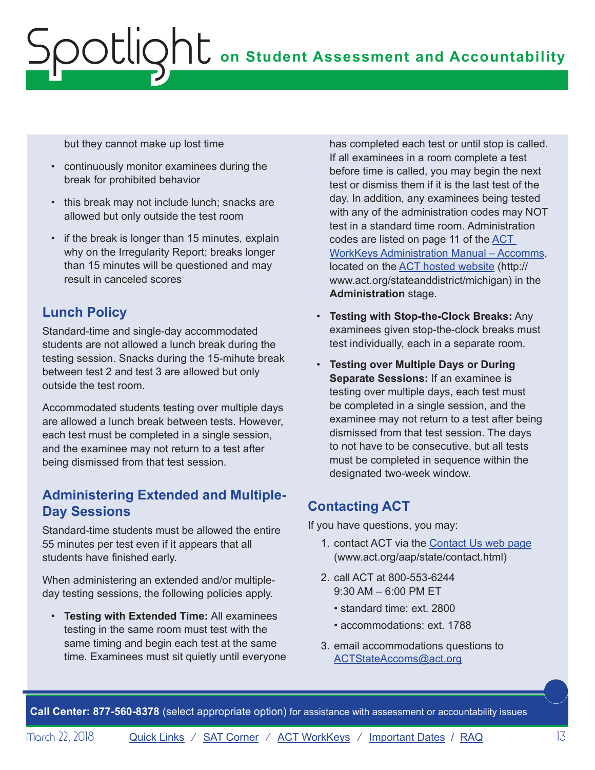but they cannot make up lost time

- continuously monitor examinees during the break for prohibited behavior
- this break may not include lunch; snacks are allowed but only outside the test room
- if the break is longer than 15 minutes, explain why on the Irregularity Report; breaks longer than 15 minutes will be questioned and may result in canceled scores

## Lunch Policy

Standard-time and single-day accommodated students are not allowed a lunch break during the testing session. Snacks during the 15-mihute break between test 2 and test 3 are allowed but only outside the test room.

Accommodated students testing over multiple days are allowed a lunch break between tests. However, each test must be completed in a single session, and the examinee may not return to a test after being dismissed from that test session.

## Administering Extended and Multiple-Day Sessions

Standard-time students must be allowed the entire 55 minutes per test even if it appears that all students have finished early.

When administering an extended and/or multiple-day testing sessions, the following policies apply.

- **Testing with Extended Time:** All examinees testing in the same room must test with the same timing and begin each test at the same time. Examinees must sit quietly until everyone has completed each test or until stop is called. If all examinees in a room complete a test before time is called, you may begin the next test or dismiss them if it is the last test of the day. In addition, any examinees being tested with any of the administration codes may NOT test in a standard time room. Administration codes are listed on page 11 of the ACT WorkKeys Administration Manual – Accomms, located on the ACT hosted website (http://www.act.org/stateanddistrict/michigan) in the **Administration** stage.
- **Testing with Stop-the-Clock Breaks:** Any examinees given stop-the-clock breaks must test individually, each in a separate room.
- **Testing over Multiple Days or During Separate Sessions:** If an examinee is testing over multiple days, each test must be completed in a single session, and the examinee may not return to a test after being dismissed from that test session. The days to not have to be consecutive, but all tests must be completed in sequence within the designated two-week window.

## Contacting ACT

If you have questions, you may:

1. contact ACT via the Contact Us web page (www.act.org/aap/state/contact.html)
2. call ACT at 800-553-6244
   9:30 AM – 6:00 PM ET
   - standard time: ext. 2800
   - accommodations: ext. 1788
3. email accommodations questions to ACTStateAccoms@act.org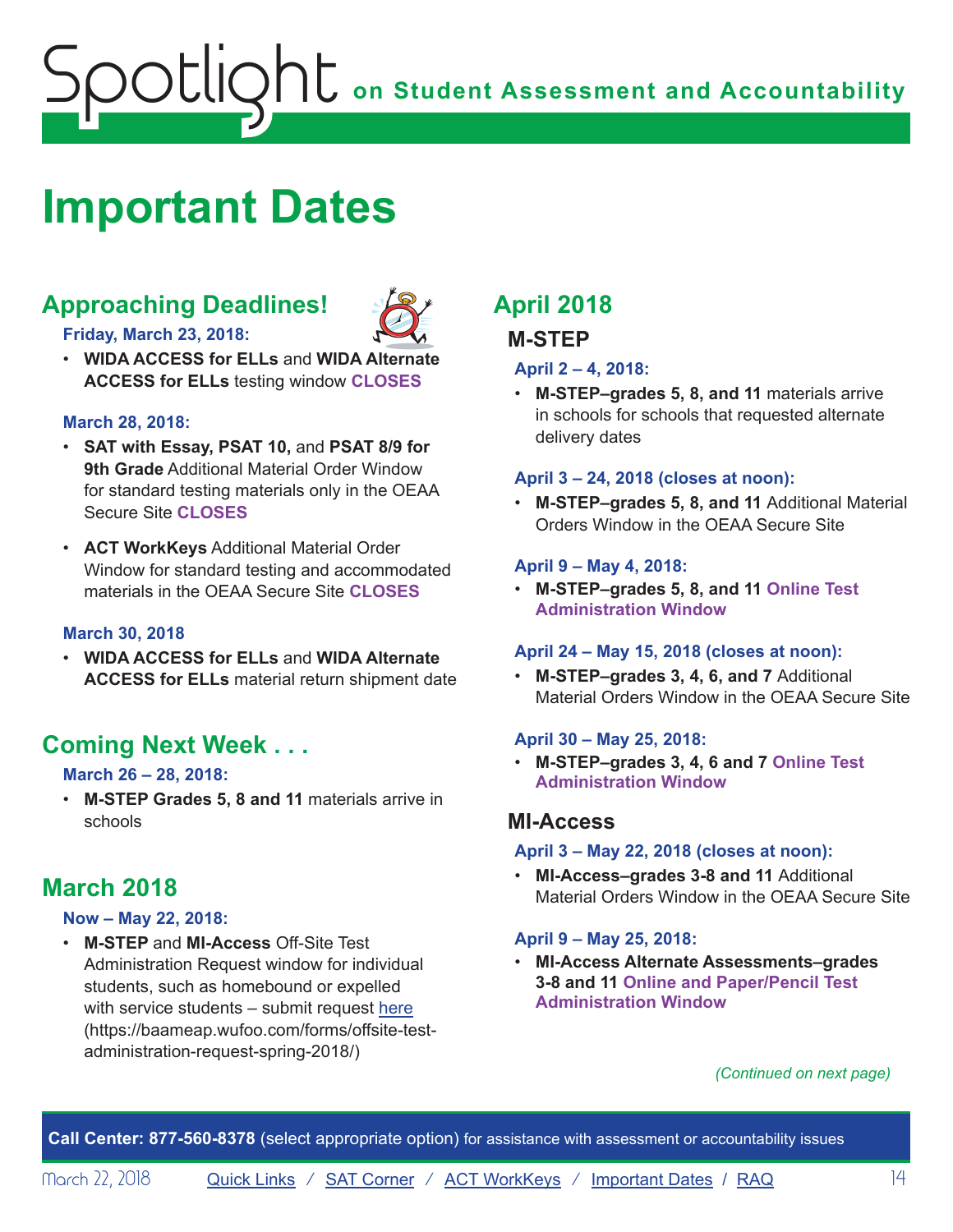# Important Dates

## Approaching Deadlines!

**Friday, March 23, 2018:**

- **WIDA ACCESS for ELLs** and **WIDA Alternate ACCESS for ELLs** testing window **CLOSES**

**March 28, 2018:**

- **SAT with Essay, PSAT 10,** and **PSAT 8/9 for 9th Grade** Additional Material Order Window for standard testing materials only in the OEAA Secure Site **CLOSES**
- **ACT WorkKeys** Additional Material Order Window for standard testing and accommodated materials in the OEAA Secure Site **CLOSES**

**March 30, 2018**

- **WIDA ACCESS for ELLs** and **WIDA Alternate ACCESS for ELLs** material return shipment date

## Coming Next Week . . .

**March 26 – 28, 2018:**

- **M-STEP Grades 5, 8 and 11** materials arrive in schools

## March 2018

**Now – May 22, 2018:**

- **M-STEP** and **MI-Access** Off-Site Test Administration Request window for individual students, such as homebound or expelled with service students – submit request [here](https://baameap.wufoo.com/forms/offsite-test-administration-request-spring-2018/) (https://baameap.wufoo.com/forms/offsite-test-administration-request-spring-2018/)

## April 2018

### M-STEP

**April 2 – 4, 2018:**

- **M-STEP–grades 5, 8, and 11** materials arrive in schools for schools that requested alternate delivery dates

**April 3 – 24, 2018 (closes at noon):**

- **M-STEP–grades 5, 8, and 11** Additional Material Orders Window in the OEAA Secure Site

**April 9 – May 4, 2018:**

- **M-STEP–grades 5, 8, and 11 Online Test Administration Window**

**April 24 – May 15, 2018 (closes at noon):**

- **M-STEP–grades 3, 4, 6, and 7** Additional Material Orders Window in the OEAA Secure Site

**April 30 – May 25, 2018:**

- **M-STEP–grades 3, 4, 6 and 7 Online Test Administration Window**

### MI-Access

**April 3 – May 22, 2018 (closes at noon):**

- **MI-Access–grades 3-8 and 11** Additional Material Orders Window in the OEAA Secure Site

**April 9 – May 25, 2018:**

- **MI-Access Alternate Assessments–grades 3-8 and 11 Online and Paper/Pencil Test Administration Window**

*(Continued on next page)*

**Call Center: 877-560-8378** (select appropriate option) for assistance with assessment or accountability issues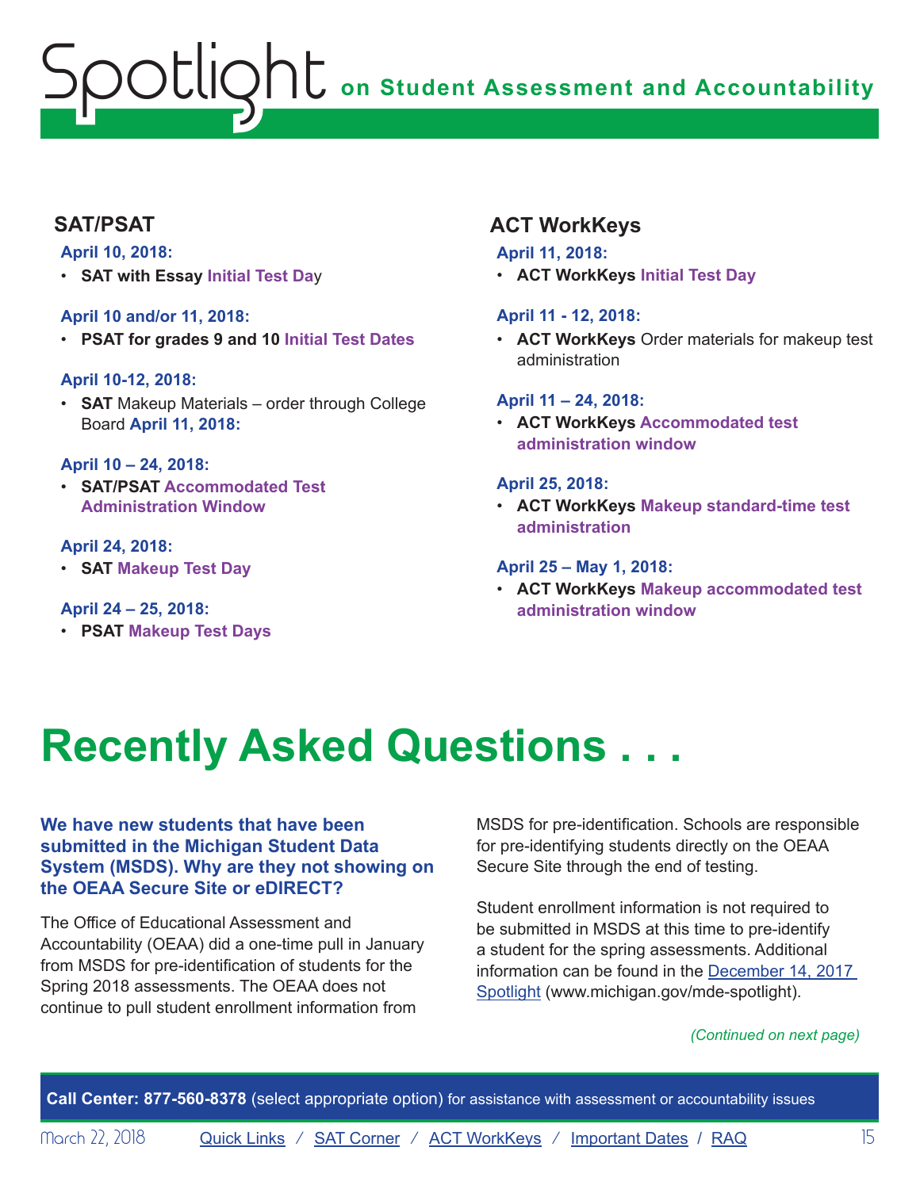### SAT/PSAT

**April 10, 2018:**

- **SAT with Essay** **Initial Test Day**

**April 10 and/or 11, 2018:**

- **PSAT for grades 9 and 10** **Initial Test Dates**

**April 10-12, 2018:**

- **SAT** Makeup Materials – order through College Board **April 11, 2018:**

**April 10 – 24, 2018:**

- **SAT/PSAT** **Accommodated Test Administration Window**

**April 24, 2018:**

- **SAT** **Makeup Test Day**

**April 24 – 25, 2018:**

- **PSAT** **Makeup Test Days**

### ACT WorkKeys

**April 11, 2018:**

- **ACT WorkKeys** **Initial Test Day**

**April 11 - 12, 2018:**

- **ACT WorkKeys** Order materials for makeup test administration

**April 11 – 24, 2018:**

- **ACT WorkKeys** **Accommodated test administration window**

**April 25, 2018:**

- **ACT WorkKeys** **Makeup standard-time test administration**

**April 25 – May 1, 2018:**

- **ACT WorkKeys** **Makeup accommodated test administration window**

# Recently Asked Questions . . .

**We have new students that have been submitted in the Michigan Student Data System (MSDS). Why are they not showing on the OEAA Secure Site or eDIRECT?**

The Office of Educational Assessment and Accountability (OEAA) did a one-time pull in January from MSDS for pre-identification of students for the Spring 2018 assessments. The OEAA does not continue to pull student enrollment information from MSDS for pre-identification. Schools are responsible for pre-identifying students directly on the OEAA Secure Site through the end of testing.

Student enrollment information is not required to be submitted in MSDS at this time to pre-identify a student for the spring assessments. Additional information can be found in the December 14, 2017 Spotlight (www.michigan.gov/mde-spotlight).

*(Continued on next page)*

**Call Center: 877-560-8378** (select appropriate option) for assistance with assessment or accountability issues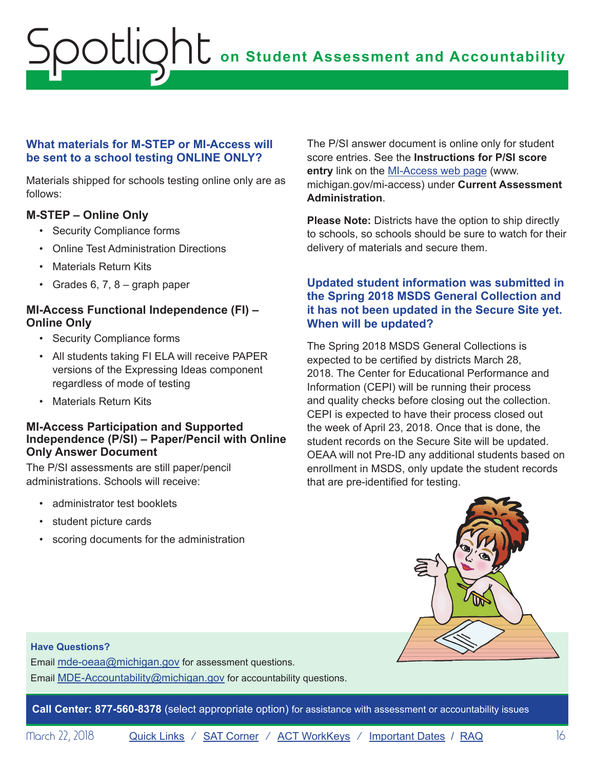### What materials for M-STEP or MI-Access will be sent to a school testing ONLINE ONLY?

Materials shipped for schools testing online only are as follows:

**M-STEP – Online Only**

- Security Compliance forms
- Online Test Administration Directions
- Materials Return Kits
- Grades 6, 7, 8 – graph paper

**MI-Access Functional Independence (FI) – Online Only**

- Security Compliance forms
- All students taking FI ELA will receive PAPER versions of the Expressing Ideas component regardless of mode of testing
- Materials Return Kits

**MI-Access Participation and Supported Independence (P/SI) – Paper/Pencil with Online Only Answer Document**

The P/SI assessments are still paper/pencil administrations. Schools will receive:

- administrator test booklets
- student picture cards
- scoring documents for the administration

The P/SI answer document is online only for student score entries. See the **Instructions for P/SI score entry** link on the MI-Access web page (www.michigan.gov/mi-access) under **Current Assessment Administration**.

**Please Note:** Districts have the option to ship directly to schools, so schools should be sure to watch for their delivery of materials and secure them.

### Updated student information was submitted in the Spring 2018 MSDS General Collection and it has not been updated in the Secure Site yet. When will be updated?

The Spring 2018 MSDS General Collections is expected to be certified by districts March 28, 2018. The Center for Educational Performance and Information (CEPI) will be running their process and quality checks before closing out the collection. CEPI is expected to have their process closed out the week of April 23, 2018. Once that is done, the student records on the Secure Site will be updated. OEAA will not Pre-ID any additional students based on enrollment in MSDS, only update the student records that are pre-identified for testing.

**Have Questions?**

Email mde-oeaa@michigan.gov for assessment questions.

Email MDE-Accountability@michigan.gov for accountability questions.

**Call Center: 877-560-8378** (select appropriate option) for assistance with assessment or accountability issues